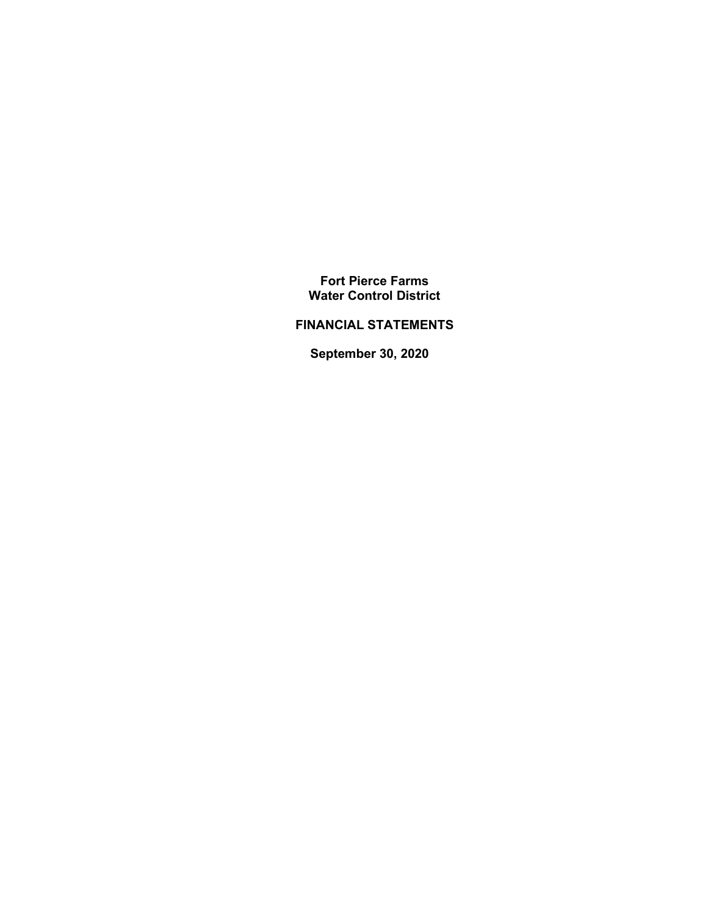# Fort Pierce Farms
# Water Control District

## FINANCIAL STATEMENTS

### September 30, 2020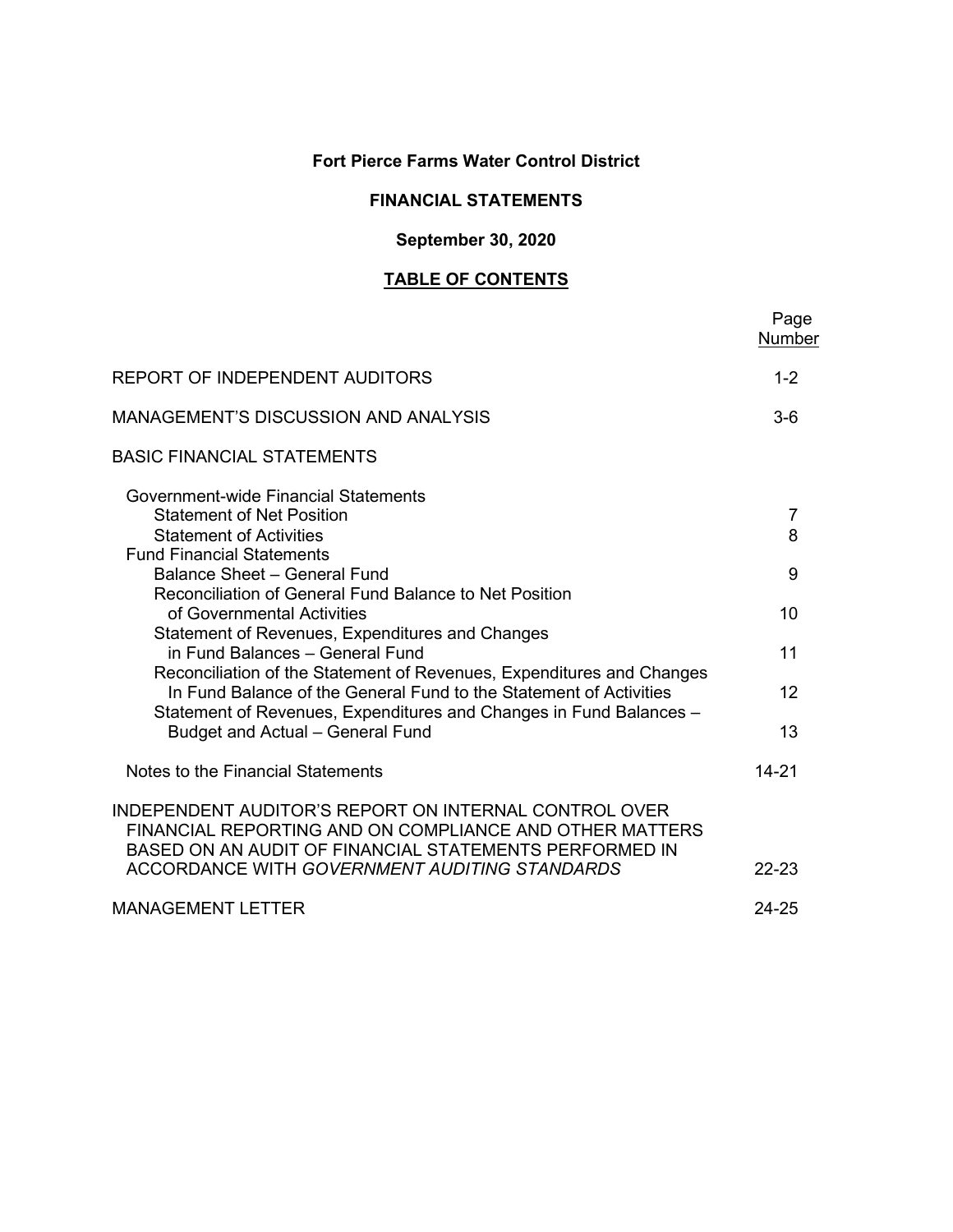**Fort Pierce Farms Water Control District**

**FINANCIAL STATEMENTS**

**September 30, 2020**

**TABLE OF CONTENTS**

| | Page Number |
|---|---|
| REPORT OF INDEPENDENT AUDITORS | 1-2 |
| MANAGEMENT'S DISCUSSION AND ANALYSIS | 3-6 |
| BASIC FINANCIAL STATEMENTS | |
| Government-wide Financial Statements | |
| Statement of Net Position | 7 |
| Statement of Activities | 8 |
| Fund Financial Statements | |
| Balance Sheet – General Fund | 9 |
| Reconciliation of General Fund Balance to Net Position of Governmental Activities | 10 |
| Statement of Revenues, Expenditures and Changes in Fund Balances – General Fund | 11 |
| Reconciliation of the Statement of Revenues, Expenditures and Changes In Fund Balance of the General Fund to the Statement of Activities | 12 |
| Statement of Revenues, Expenditures and Changes in Fund Balances – Budget and Actual – General Fund | 13 |
| Notes to the Financial Statements | 14-21 |
| INDEPENDENT AUDITOR'S REPORT ON INTERNAL CONTROL OVER FINANCIAL REPORTING AND ON COMPLIANCE AND OTHER MATTERS BASED ON AN AUDIT OF FINANCIAL STATEMENTS PERFORMED IN ACCORDANCE WITH *GOVERNMENT AUDITING STANDARDS* | 22-23 |
| MANAGEMENT LETTER | 24-25 |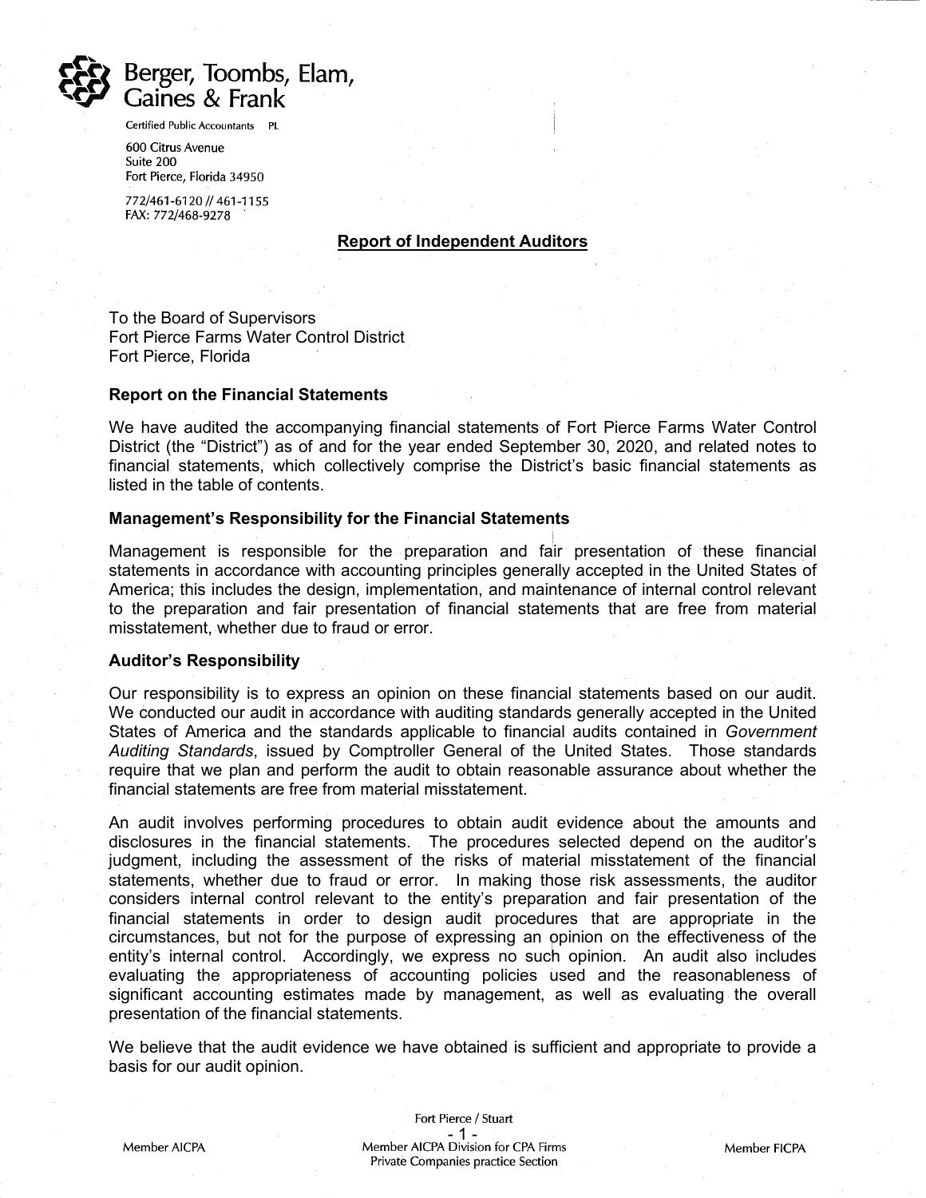Berger, Toombs, Elam, Gaines & Frank

Certified Public Accountants PL

600 Citrus Avenue
Suite 200
Fort Pierce, Florida 34950

772/461-6120 // 461-1155
FAX: 772/468-9278

## Report of Independent Auditors

To the Board of Supervisors
Fort Pierce Farms Water Control District
Fort Pierce, Florida

### Report on the Financial Statements

We have audited the accompanying financial statements of Fort Pierce Farms Water Control District (the "District") as of and for the year ended September 30, 2020, and related notes to financial statements, which collectively comprise the District's basic financial statements as listed in the table of contents.

### Management's Responsibility for the Financial Statements

Management is responsible for the preparation and fair presentation of these financial statements in accordance with accounting principles generally accepted in the United States of America; this includes the design, implementation, and maintenance of internal control relevant to the preparation and fair presentation of financial statements that are free from material misstatement, whether due to fraud or error.

### Auditor's Responsibility

Our responsibility is to express an opinion on these financial statements based on our audit. We conducted our audit in accordance with auditing standards generally accepted in the United States of America and the standards applicable to financial audits contained in *Government Auditing Standards*, issued by Comptroller General of the United States. Those standards require that we plan and perform the audit to obtain reasonable assurance about whether the financial statements are free from material misstatement.

An audit involves performing procedures to obtain audit evidence about the amounts and disclosures in the financial statements. The procedures selected depend on the auditor's judgment, including the assessment of the risks of material misstatement of the financial statements, whether due to fraud or error. In making those risk assessments, the auditor considers internal control relevant to the entity's preparation and fair presentation of the financial statements in order to design audit procedures that are appropriate in the circumstances, but not for the purpose of expressing an opinion on the effectiveness of the entity's internal control. Accordingly, we express no such opinion. An audit also includes evaluating the appropriateness of accounting policies used and the reasonableness of significant accounting estimates made by management, as well as evaluating the overall presentation of the financial statements.

We believe that the audit evidence we have obtained is sufficient and appropriate to provide a basis for our audit opinion.

Fort Pierce / Stuart

Member AICPA — Member AICPA Division for CPA Firms, Private Companies practice Section — Member FICPA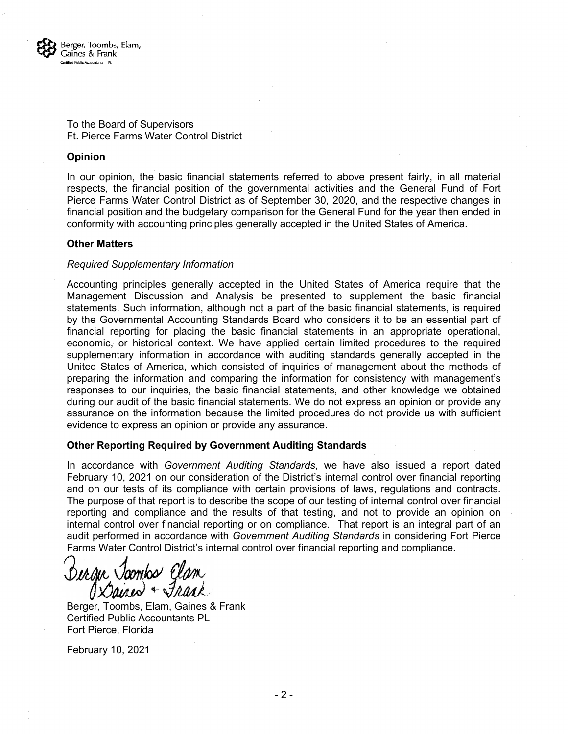Berger, Toombs, Elam, Gaines & Frank
Certified Public Accountants PL

To the Board of Supervisors
Ft. Pierce Farms Water Control District

**Opinion**

In our opinion, the basic financial statements referred to above present fairly, in all material respects, the financial position of the governmental activities and the General Fund of Fort Pierce Farms Water Control District as of September 30, 2020, and the respective changes in financial position and the budgetary comparison for the General Fund for the year then ended in conformity with accounting principles generally accepted in the United States of America.

**Other Matters**

*Required Supplementary Information*

Accounting principles generally accepted in the United States of America require that the Management Discussion and Analysis be presented to supplement the basic financial statements. Such information, although not a part of the basic financial statements, is required by the Governmental Accounting Standards Board who considers it to be an essential part of financial reporting for placing the basic financial statements in an appropriate operational, economic, or historical context. We have applied certain limited procedures to the required supplementary information in accordance with auditing standards generally accepted in the United States of America, which consisted of inquiries of management about the methods of preparing the information and comparing the information for consistency with management's responses to our inquiries, the basic financial statements, and other knowledge we obtained during our audit of the basic financial statements. We do not express an opinion or provide any assurance on the information because the limited procedures do not provide us with sufficient evidence to express an opinion or provide any assurance.

**Other Reporting Required by Government Auditing Standards**

In accordance with *Government Auditing Standards*, we have also issued a report dated February 10, 2021 on our consideration of the District's internal control over financial reporting and on our tests of its compliance with certain provisions of laws, regulations and contracts. The purpose of that report is to describe the scope of our testing of internal control over financial reporting and compliance and the results of that testing, and not to provide an opinion on internal control over financial reporting or on compliance. That report is an integral part of an audit performed in accordance with *Government Auditing Standards* in considering Fort Pierce Farms Water Control District's internal control over financial reporting and compliance.

Berger Toombs Elam Gaines + Frank

Berger, Toombs, Elam, Gaines & Frank
Certified Public Accountants PL
Fort Pierce, Florida

February 10, 2021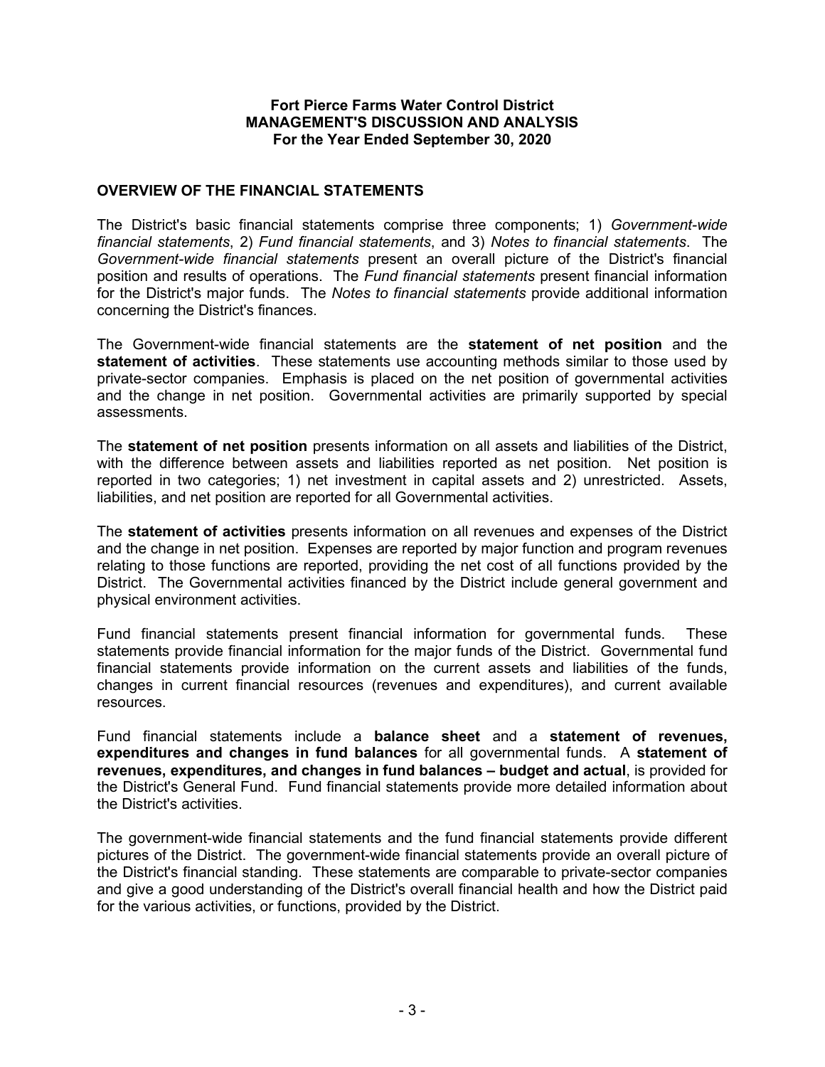**Fort Pierce Farms Water Control District**
**MANAGEMENT'S DISCUSSION AND ANALYSIS**
**For the Year Ended September 30, 2020**

## OVERVIEW OF THE FINANCIAL STATEMENTS

The District's basic financial statements comprise three components; 1) *Government-wide financial statements*, 2) *Fund financial statements*, and 3) *Notes to financial statements*. The *Government-wide financial statements* present an overall picture of the District's financial position and results of operations. The *Fund financial statements* present financial information for the District's major funds. The *Notes to financial statements* provide additional information concerning the District's finances.

The Government-wide financial statements are the **statement of net position** and the **statement of activities**. These statements use accounting methods similar to those used by private-sector companies. Emphasis is placed on the net position of governmental activities and the change in net position. Governmental activities are primarily supported by special assessments.

The **statement of net position** presents information on all assets and liabilities of the District, with the difference between assets and liabilities reported as net position. Net position is reported in two categories; 1) net investment in capital assets and 2) unrestricted. Assets, liabilities, and net position are reported for all Governmental activities.

The **statement of activities** presents information on all revenues and expenses of the District and the change in net position. Expenses are reported by major function and program revenues relating to those functions are reported, providing the net cost of all functions provided by the District. The Governmental activities financed by the District include general government and physical environment activities.

Fund financial statements present financial information for governmental funds. These statements provide financial information for the major funds of the District. Governmental fund financial statements provide information on the current assets and liabilities of the funds, changes in current financial resources (revenues and expenditures), and current available resources.

Fund financial statements include a **balance sheet** and a **statement of revenues, expenditures and changes in fund balances** for all governmental funds. A **statement of revenues, expenditures, and changes in fund balances – budget and actual**, is provided for the District's General Fund. Fund financial statements provide more detailed information about the District's activities.

The government-wide financial statements and the fund financial statements provide different pictures of the District. The government-wide financial statements provide an overall picture of the District's financial standing. These statements are comparable to private-sector companies and give a good understanding of the District's overall financial health and how the District paid for the various activities, or functions, provided by the District.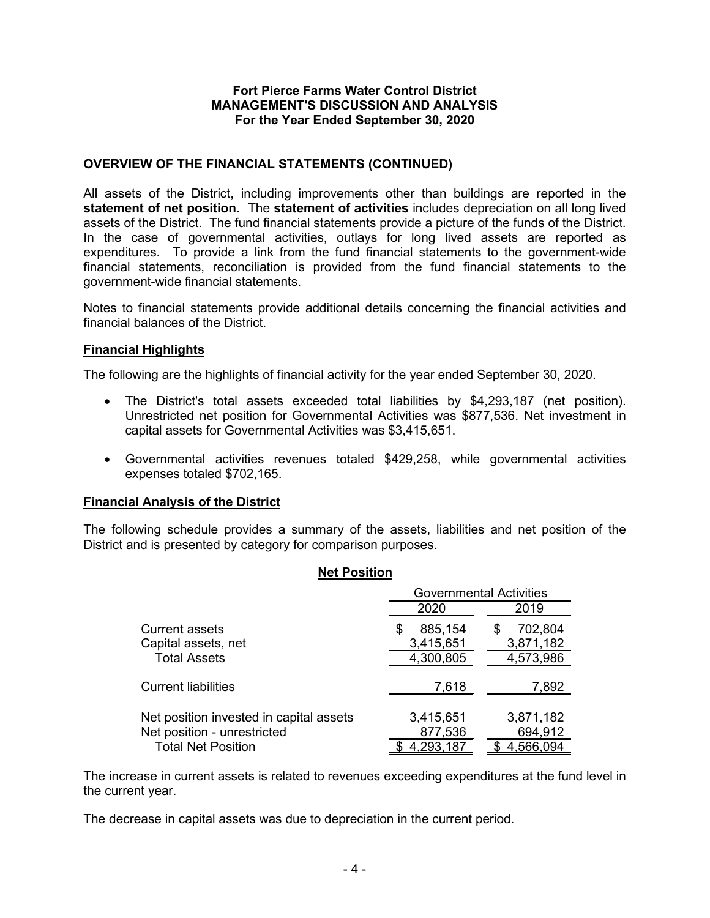**Fort Pierce Farms Water Control District**
**MANAGEMENT'S DISCUSSION AND ANALYSIS**
**For the Year Ended September 30, 2020**

## OVERVIEW OF THE FINANCIAL STATEMENTS (CONTINUED)

All assets of the District, including improvements other than buildings are reported in the **statement of net position**. The **statement of activities** includes depreciation on all long lived assets of the District. The fund financial statements provide a picture of the funds of the District. In the case of governmental activities, outlays for long lived assets are reported as expenditures. To provide a link from the fund financial statements to the government-wide financial statements, reconciliation is provided from the fund financial statements to the government-wide financial statements.

Notes to financial statements provide additional details concerning the financial activities and financial balances of the District.

### Financial Highlights

The following are the highlights of financial activity for the year ended September 30, 2020.

- The District's total assets exceeded total liabilities by $4,293,187 (net position). Unrestricted net position for Governmental Activities was $877,536. Net investment in capital assets for Governmental Activities was $3,415,651.
- Governmental activities revenues totaled $429,258, while governmental activities expenses totaled $702,165.

### Financial Analysis of the District

The following schedule provides a summary of the assets, liabilities and net position of the District and is presented by category for comparison purposes.

**Net Position**

| | Governmental Activities | |
|---|---|---|
| | 2020 | 2019 |
| Current assets | $ 885,154 | $ 702,804 |
| Capital assets, net | 3,415,651 | 3,871,182 |
| Total Assets | 4,300,805 | 4,573,986 |
| Current liabilities | 7,618 | 7,892 |
| Net position invested in capital assets | 3,415,651 | 3,871,182 |
| Net position - unrestricted | 877,536 | 694,912 |
| Total Net Position | $ 4,293,187 | $ 4,566,094 |

The increase in current assets is related to revenues exceeding expenditures at the fund level in the current year.

The decrease in capital assets was due to depreciation in the current period.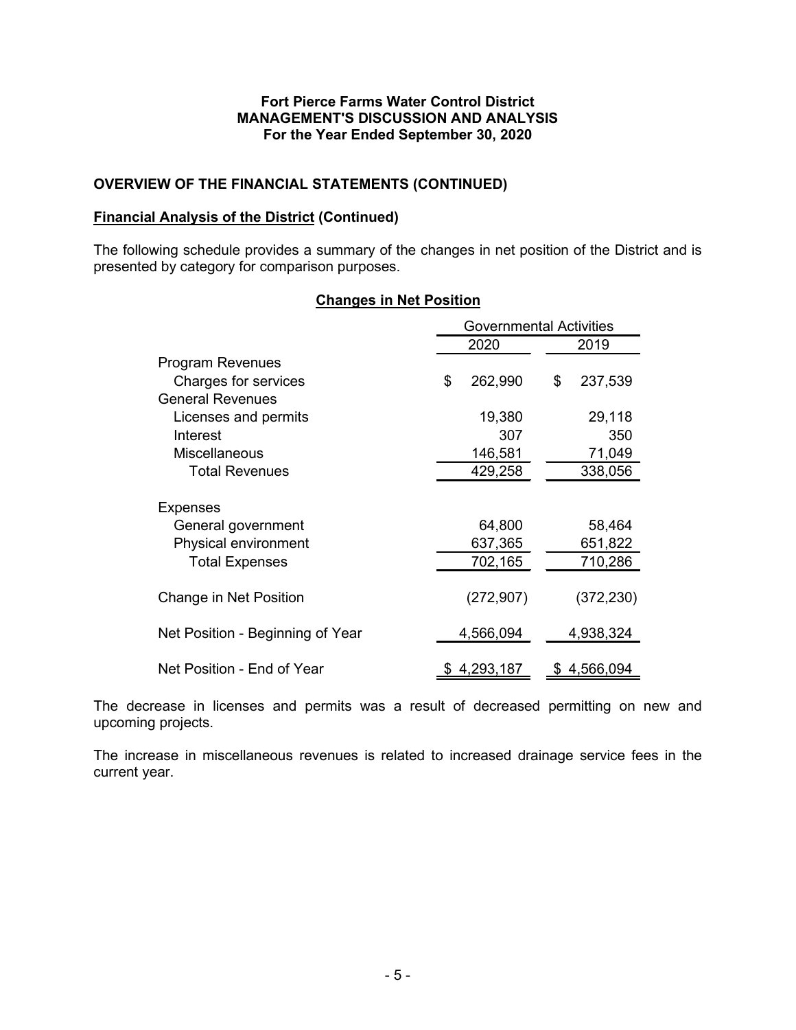**Fort Pierce Farms Water Control District**
**MANAGEMENT'S DISCUSSION AND ANALYSIS**
**For the Year Ended September 30, 2020**

## OVERVIEW OF THE FINANCIAL STATEMENTS (CONTINUED)

### Financial Analysis of the District (Continued)

The following schedule provides a summary of the changes in net position of the District and is presented by category for comparison purposes.

**Changes in Net Position**

| | Governmental Activities | |
|---|---|---|
| | 2020 | 2019 |
| Program Revenues | | |
| Charges for services | $ 262,990 | $ 237,539 |
| General Revenues | | |
| Licenses and permits | 19,380 | 29,118 |
| Interest | 307 | 350 |
| Miscellaneous | 146,581 | 71,049 |
| Total Revenues | 429,258 | 338,056 |
| Expenses | | |
| General government | 64,800 | 58,464 |
| Physical environment | 637,365 | 651,822 |
| Total Expenses | 702,165 | 710,286 |
| Change in Net Position | (272,907) | (372,230) |
| Net Position - Beginning of Year | 4,566,094 | 4,938,324 |
| Net Position - End of Year | $ 4,293,187 | $ 4,566,094 |

The decrease in licenses and permits was a result of decreased permitting on new and upcoming projects.

The increase in miscellaneous revenues is related to increased drainage service fees in the current year.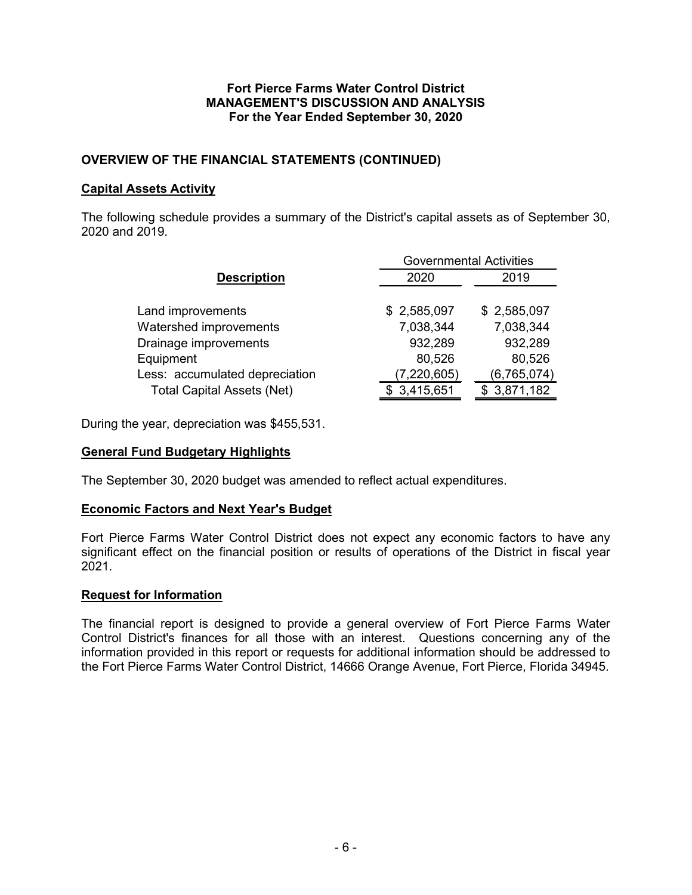**Fort Pierce Farms Water Control District**
**MANAGEMENT'S DISCUSSION AND ANALYSIS**
**For the Year Ended September 30, 2020**

## OVERVIEW OF THE FINANCIAL STATEMENTS (CONTINUED)

### Capital Assets Activity

The following schedule provides a summary of the District's capital assets as of September 30, 2020 and 2019.

| | Governmental Activities | |
|---|---|---|
| **Description** | 2020 | 2019 |
| Land improvements | $ 2,585,097 | $ 2,585,097 |
| Watershed improvements | 7,038,344 | 7,038,344 |
| Drainage improvements | 932,289 | 932,289 |
| Equipment | 80,526 | 80,526 |
| Less: accumulated depreciation | (7,220,605) | (6,765,074) |
| Total Capital Assets (Net) | $ 3,415,651 | $ 3,871,182 |

During the year, depreciation was $455,531.

### General Fund Budgetary Highlights

The September 30, 2020 budget was amended to reflect actual expenditures.

### Economic Factors and Next Year's Budget

Fort Pierce Farms Water Control District does not expect any economic factors to have any significant effect on the financial position or results of operations of the District in fiscal year 2021.

### Request for Information

The financial report is designed to provide a general overview of Fort Pierce Farms Water Control District's finances for all those with an interest. Questions concerning any of the information provided in this report or requests for additional information should be addressed to the Fort Pierce Farms Water Control District, 14666 Orange Avenue, Fort Pierce, Florida 34945.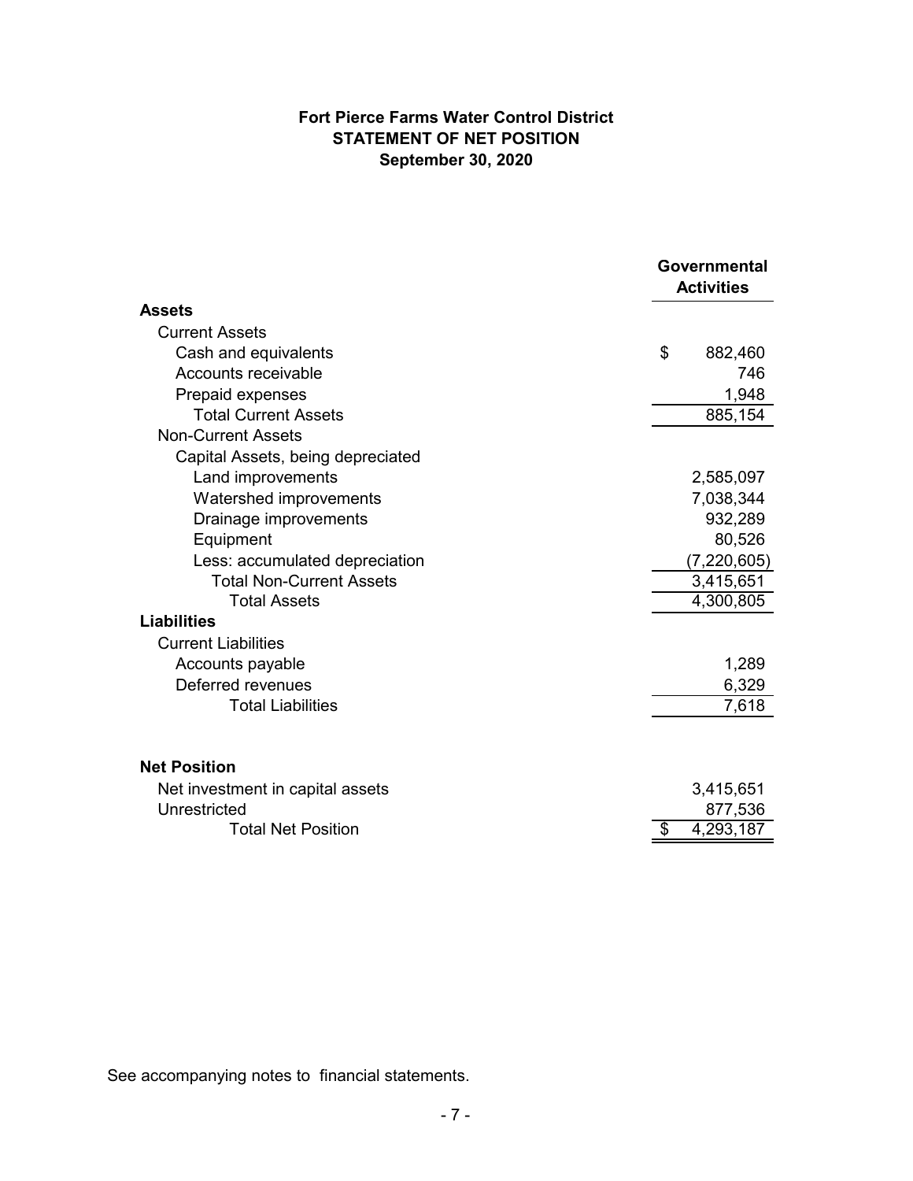# Fort Pierce Farms Water Control District
## STATEMENT OF NET POSITION
### September 30, 2020

| | Governmental Activities |
|---|---|
| **Assets** | |
| Current Assets | |
| Cash and equivalents | $ 882,460 |
| Accounts receivable | 746 |
| Prepaid expenses | 1,948 |
| Total Current Assets | 885,154 |
| Non-Current Assets | |
| Capital Assets, being depreciated | |
| Land improvements | 2,585,097 |
| Watershed improvements | 7,038,344 |
| Drainage improvements | 932,289 |
| Equipment | 80,526 |
| Less: accumulated depreciation | (7,220,605) |
| Total Non-Current Assets | 3,415,651 |
| Total Assets | 4,300,805 |
| **Liabilities** | |
| Current Liabilities | |
| Accounts payable | 1,289 |
| Deferred revenues | 6,329 |
| Total Liabilities | 7,618 |
| | |
| **Net Position** | |
| Net investment in capital assets | 3,415,651 |
| Unrestricted | 877,536 |
| Total Net Position | $ 4,293,187 |

See accompanying notes to financial statements.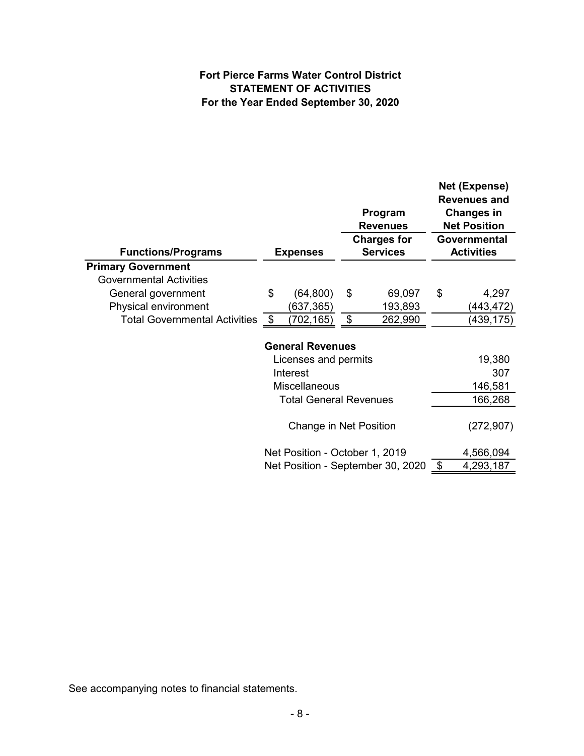**Fort Pierce Farms Water Control District**
**STATEMENT OF ACTIVITIES**
**For the Year Ended September 30, 2020**

| Functions/Programs | Expenses | Program Revenues<br>Charges for Services | Net (Expense) Revenues and Changes in Net Position<br>Governmental Activities |
|---|---|---|---|
| **Primary Government** | | | |
| Governmental Activities | | | |
| General government | $ (64,800) | $ 69,097 | $ 4,297 |
| Physical environment | (637,365) | 193,893 | (443,472) |
| Total Governmental Activities | $ (702,165) | $ 262,990 | (439,175) |
| | **General Revenues** | | |
| | Licenses and permits | | 19,380 |
| | Interest | | 307 |
| | Miscellaneous | | 146,581 |
| | Total General Revenues | | 166,268 |
| | Change in Net Position | | (272,907) |
| | Net Position - October 1, 2019 | | 4,566,094 |
| | Net Position - September 30, 2020 | | $ 4,293,187 |

See accompanying notes to financial statements.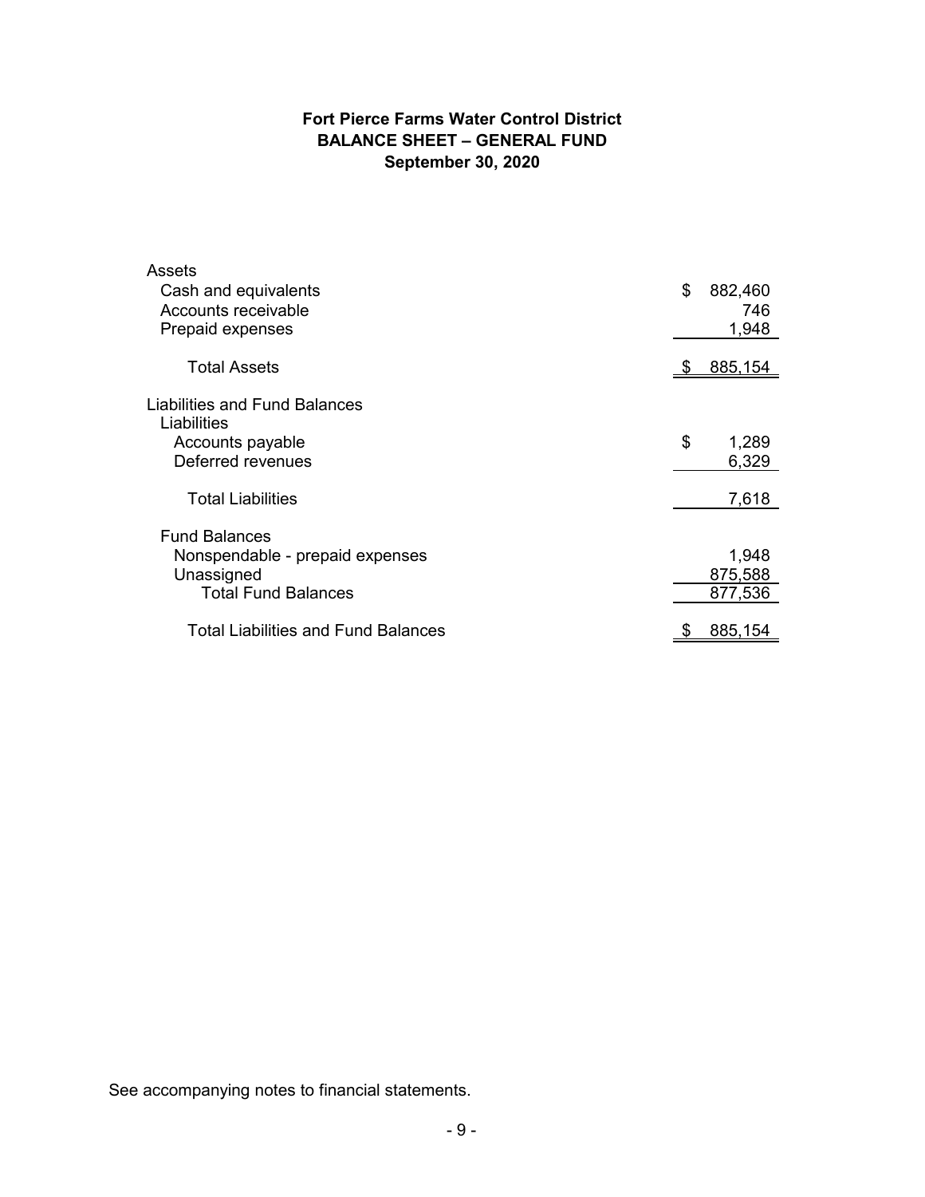# Fort Pierce Farms Water Control District
## BALANCE SHEET – GENERAL FUND
### September 30, 2020

| | |
|---|---|
| **Assets** | |
| Cash and equivalents | $ 882,460 |
| Accounts receivable | 746 |
| Prepaid expenses | 1,948 |
| Total Assets | $ 885,154 |
| **Liabilities and Fund Balances** | |
| Liabilities | |
| Accounts payable | $ 1,289 |
| Deferred revenues | 6,329 |
| Total Liabilities | 7,618 |
| Fund Balances | |
| Nonspendable - prepaid expenses | 1,948 |
| Unassigned | 875,588 |
| Total Fund Balances | 877,536 |
| Total Liabilities and Fund Balances | $ 885,154 |

See accompanying notes to financial statements.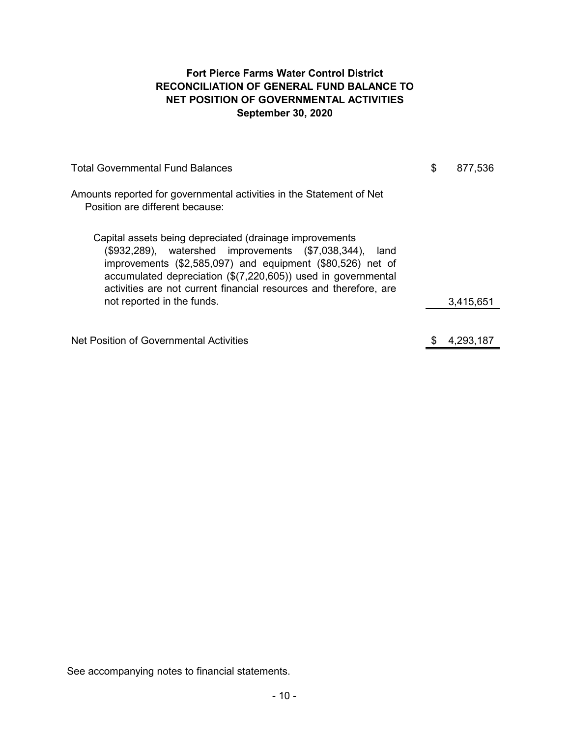**Fort Pierce Farms Water Control District**
**RECONCILIATION OF GENERAL FUND BALANCE TO NET POSITION OF GOVERNMENTAL ACTIVITIES**
**September 30, 2020**

| | |
|---|---|
| Total Governmental Fund Balances | $ 877,536 |
| Amounts reported for governmental activities in the Statement of Net Position are different because: | |
| Capital assets being depreciated (drainage improvements ($932,289), watershed improvements ($7,038,344), land improvements ($2,585,097) and equipment ($80,526) net of accumulated depreciation ($(7,220,605)) used in governmental activities are not current financial resources and therefore, are not reported in the funds. | 3,415,651 |
| Net Position of Governmental Activities | $ 4,293,187 |

See accompanying notes to financial statements.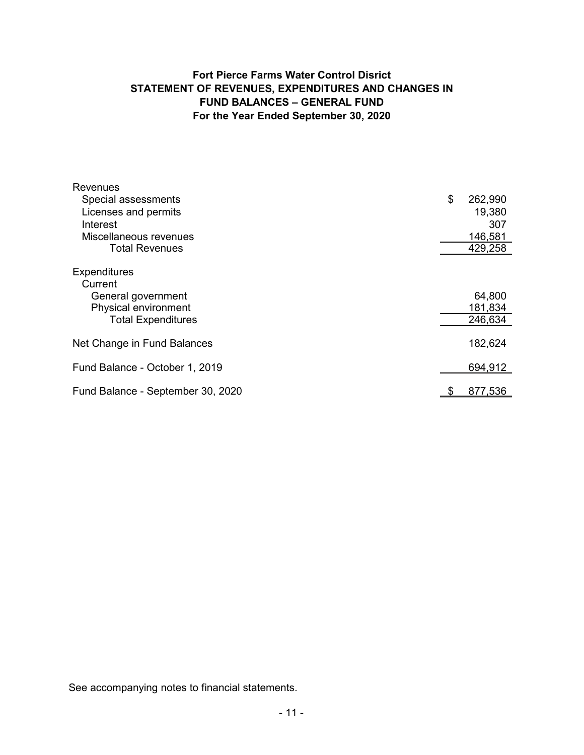# Fort Pierce Farms Water Control Disrict
## STATEMENT OF REVENUES, EXPENDITURES AND CHANGES IN FUND BALANCES – GENERAL FUND
### For the Year Ended September 30, 2020

| | |
|---|---|
| Revenues | |
| Special assessments | $ 262,990 |
| Licenses and permits | 19,380 |
| Interest | 307 |
| Miscellaneous revenues | 146,581 |
| Total Revenues | 429,258 |
| Expenditures | |
| Current | |
| General government | 64,800 |
| Physical environment | 181,834 |
| Total Expenditures | 246,634 |
| Net Change in Fund Balances | 182,624 |
| Fund Balance - October 1, 2019 | 694,912 |
| Fund Balance - September 30, 2020 | $ 877,536 |

See accompanying notes to financial statements.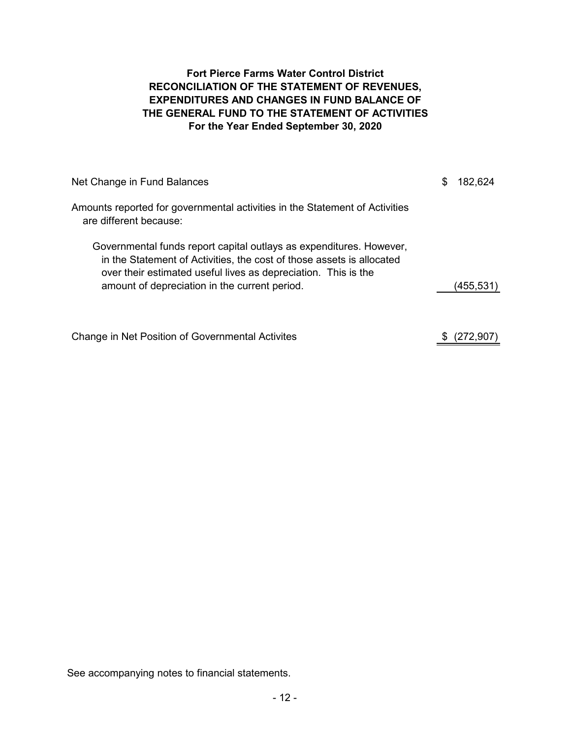# Fort Pierce Farms Water Control District
## RECONCILIATION OF THE STATEMENT OF REVENUES, EXPENDITURES AND CHANGES IN FUND BALANCE OF THE GENERAL FUND TO THE STATEMENT OF ACTIVITIES
### For the Year Ended September 30, 2020

| | |
|---|---|
| Net Change in Fund Balances | $ 182,624 |
| Amounts reported for governmental activities in the Statement of Activities are different because: | |
| Governmental funds report capital outlays as expenditures. However, in the Statement of Activities, the cost of those assets is allocated over their estimated useful lives as depreciation. This is the amount of depreciation in the current period. | (455,531) |
| Change in Net Position of Governmental Activites | $ (272,907) |

See accompanying notes to financial statements.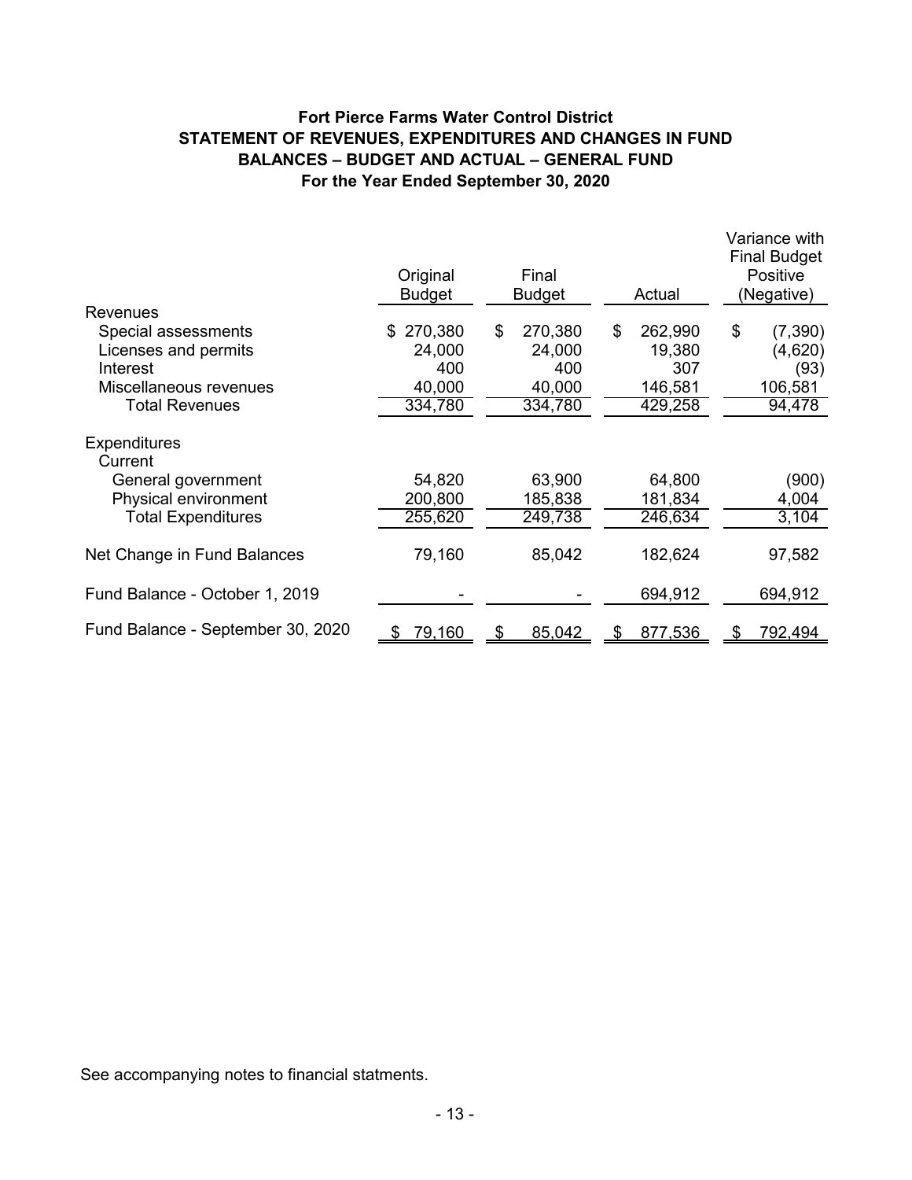## Fort Pierce Farms Water Control District
## STATEMENT OF REVENUES, EXPENDITURES AND CHANGES IN FUND BALANCES – BUDGET AND ACTUAL – GENERAL FUND
### For the Year Ended September 30, 2020

| | Original Budget | Final Budget | Actual | Variance with Final Budget Positive (Negative) |
|---|---|---|---|---|
| Revenues | | | | |
| Special assessments | $ 270,380 | $ 270,380 | $ 262,990 | $ (7,390) |
| Licenses and permits | 24,000 | 24,000 | 19,380 | (4,620) |
| Interest | 400 | 400 | 307 | (93) |
| Miscellaneous revenues | 40,000 | 40,000 | 146,581 | 106,581 |
| Total Revenues | 334,780 | 334,780 | 429,258 | 94,478 |
| Expenditures | | | | |
| Current | | | | |
| General government | 54,820 | 63,900 | 64,800 | (900) |
| Physical environment | 200,800 | 185,838 | 181,834 | 4,004 |
| Total Expenditures | 255,620 | 249,738 | 246,634 | 3,104 |
| Net Change in Fund Balances | 79,160 | 85,042 | 182,624 | 97,582 |
| Fund Balance - October 1, 2019 | - | - | 694,912 | 694,912 |
| Fund Balance - September 30, 2020 | $ 79,160 | $ 85,042 | $ 877,536 | $ 792,494 |

See accompanying notes to financial statments.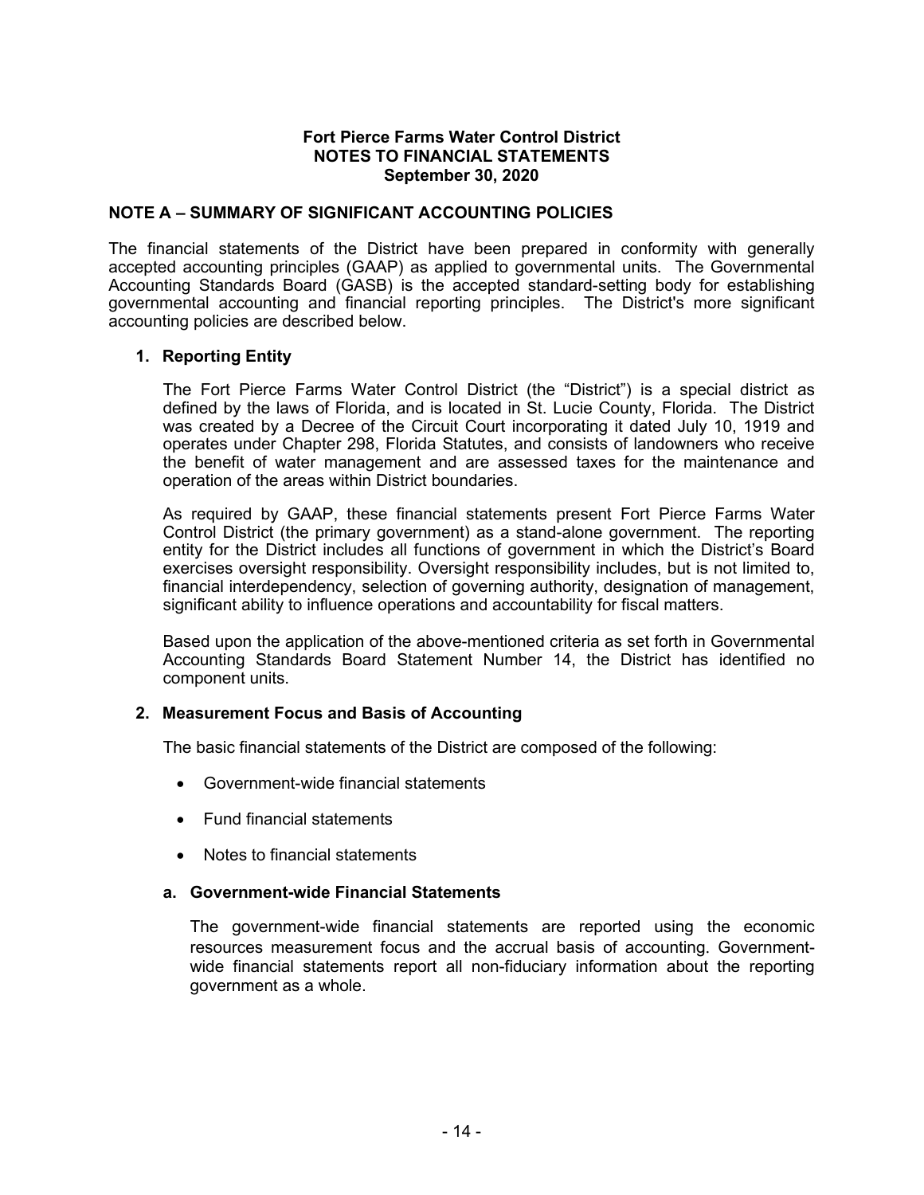# Fort Pierce Farms Water Control District
## NOTES TO FINANCIAL STATEMENTS
### September 30, 2020

## NOTE A – SUMMARY OF SIGNIFICANT ACCOUNTING POLICIES

The financial statements of the District have been prepared in conformity with generally accepted accounting principles (GAAP) as applied to governmental units. The Governmental Accounting Standards Board (GASB) is the accepted standard-setting body for establishing governmental accounting and financial reporting principles. The District's more significant accounting policies are described below.

### 1. Reporting Entity

The Fort Pierce Farms Water Control District (the "District") is a special district as defined by the laws of Florida, and is located in St. Lucie County, Florida. The District was created by a Decree of the Circuit Court incorporating it dated July 10, 1919 and operates under Chapter 298, Florida Statutes, and consists of landowners who receive the benefit of water management and are assessed taxes for the maintenance and operation of the areas within District boundaries.

As required by GAAP, these financial statements present Fort Pierce Farms Water Control District (the primary government) as a stand-alone government. The reporting entity for the District includes all functions of government in which the District's Board exercises oversight responsibility. Oversight responsibility includes, but is not limited to, financial interdependency, selection of governing authority, designation of management, significant ability to influence operations and accountability for fiscal matters.

Based upon the application of the above-mentioned criteria as set forth in Governmental Accounting Standards Board Statement Number 14, the District has identified no component units.

### 2. Measurement Focus and Basis of Accounting

The basic financial statements of the District are composed of the following:

- Government-wide financial statements
- Fund financial statements
- Notes to financial statements

#### a. Government-wide Financial Statements

The government-wide financial statements are reported using the economic resources measurement focus and the accrual basis of accounting. Government-wide financial statements report all non-fiduciary information about the reporting government as a whole.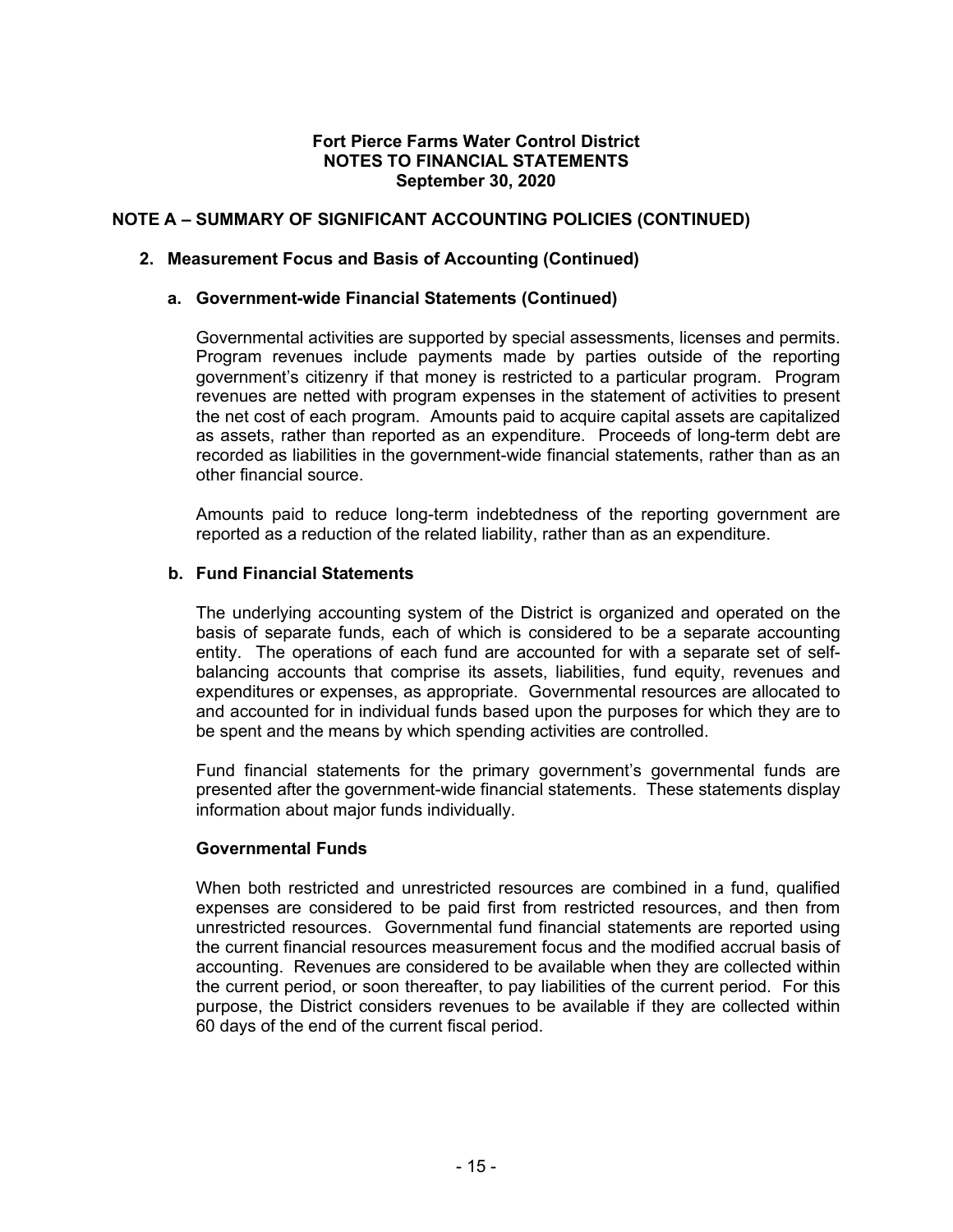**Fort Pierce Farms Water Control District**
**NOTES TO FINANCIAL STATEMENTS**
**September 30, 2020**

## NOTE A – SUMMARY OF SIGNIFICANT ACCOUNTING POLICIES (CONTINUED)

### 2. Measurement Focus and Basis of Accounting (Continued)

#### a. Government-wide Financial Statements (Continued)

Governmental activities are supported by special assessments, licenses and permits. Program revenues include payments made by parties outside of the reporting government's citizenry if that money is restricted to a particular program. Program revenues are netted with program expenses in the statement of activities to present the net cost of each program. Amounts paid to acquire capital assets are capitalized as assets, rather than reported as an expenditure. Proceeds of long-term debt are recorded as liabilities in the government-wide financial statements, rather than as an other financial source.

Amounts paid to reduce long-term indebtedness of the reporting government are reported as a reduction of the related liability, rather than as an expenditure.

#### b. Fund Financial Statements

The underlying accounting system of the District is organized and operated on the basis of separate funds, each of which is considered to be a separate accounting entity. The operations of each fund are accounted for with a separate set of self-balancing accounts that comprise its assets, liabilities, fund equity, revenues and expenditures or expenses, as appropriate. Governmental resources are allocated to and accounted for in individual funds based upon the purposes for which they are to be spent and the means by which spending activities are controlled.

Fund financial statements for the primary government's governmental funds are presented after the government-wide financial statements. These statements display information about major funds individually.

**Governmental Funds**

When both restricted and unrestricted resources are combined in a fund, qualified expenses are considered to be paid first from restricted resources, and then from unrestricted resources. Governmental fund financial statements are reported using the current financial resources measurement focus and the modified accrual basis of accounting. Revenues are considered to be available when they are collected within the current period, or soon thereafter, to pay liabilities of the current period. For this purpose, the District considers revenues to be available if they are collected within 60 days of the end of the current fiscal period.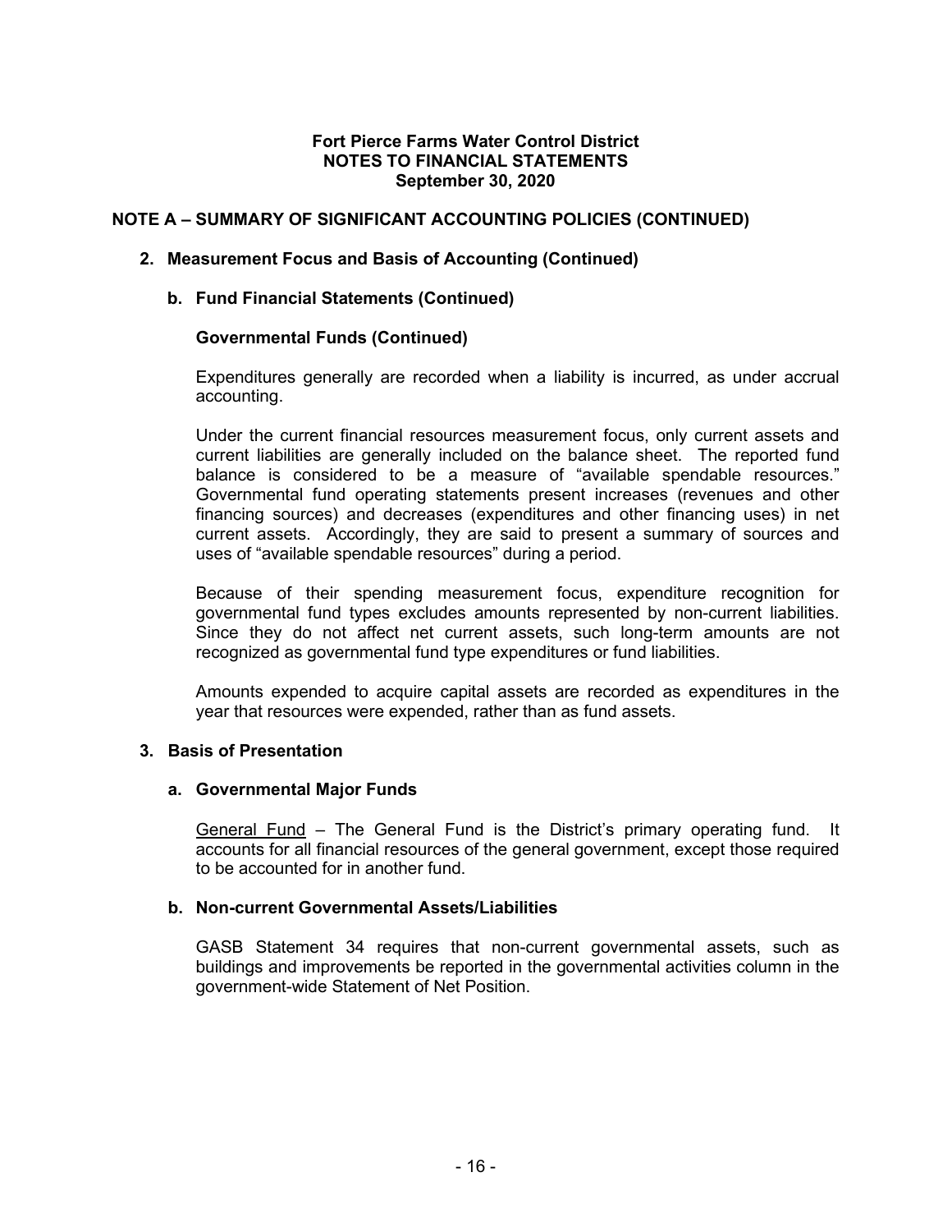**Fort Pierce Farms Water Control District**
**NOTES TO FINANCIAL STATEMENTS**
**September 30, 2020**

## NOTE A – SUMMARY OF SIGNIFICANT ACCOUNTING POLICIES (CONTINUED)

### 2. Measurement Focus and Basis of Accounting (Continued)

#### b. Fund Financial Statements (Continued)

**Governmental Funds (Continued)**

Expenditures generally are recorded when a liability is incurred, as under accrual accounting.

Under the current financial resources measurement focus, only current assets and current liabilities are generally included on the balance sheet. The reported fund balance is considered to be a measure of "available spendable resources." Governmental fund operating statements present increases (revenues and other financing sources) and decreases (expenditures and other financing uses) in net current assets. Accordingly, they are said to present a summary of sources and uses of "available spendable resources" during a period.

Because of their spending measurement focus, expenditure recognition for governmental fund types excludes amounts represented by non-current liabilities. Since they do not affect net current assets, such long-term amounts are not recognized as governmental fund type expenditures or fund liabilities.

Amounts expended to acquire capital assets are recorded as expenditures in the year that resources were expended, rather than as fund assets.

### 3. Basis of Presentation

#### a. Governmental Major Funds

General Fund – The General Fund is the District's primary operating fund. It accounts for all financial resources of the general government, except those required to be accounted for in another fund.

#### b. Non-current Governmental Assets/Liabilities

GASB Statement 34 requires that non-current governmental assets, such as buildings and improvements be reported in the governmental activities column in the government-wide Statement of Net Position.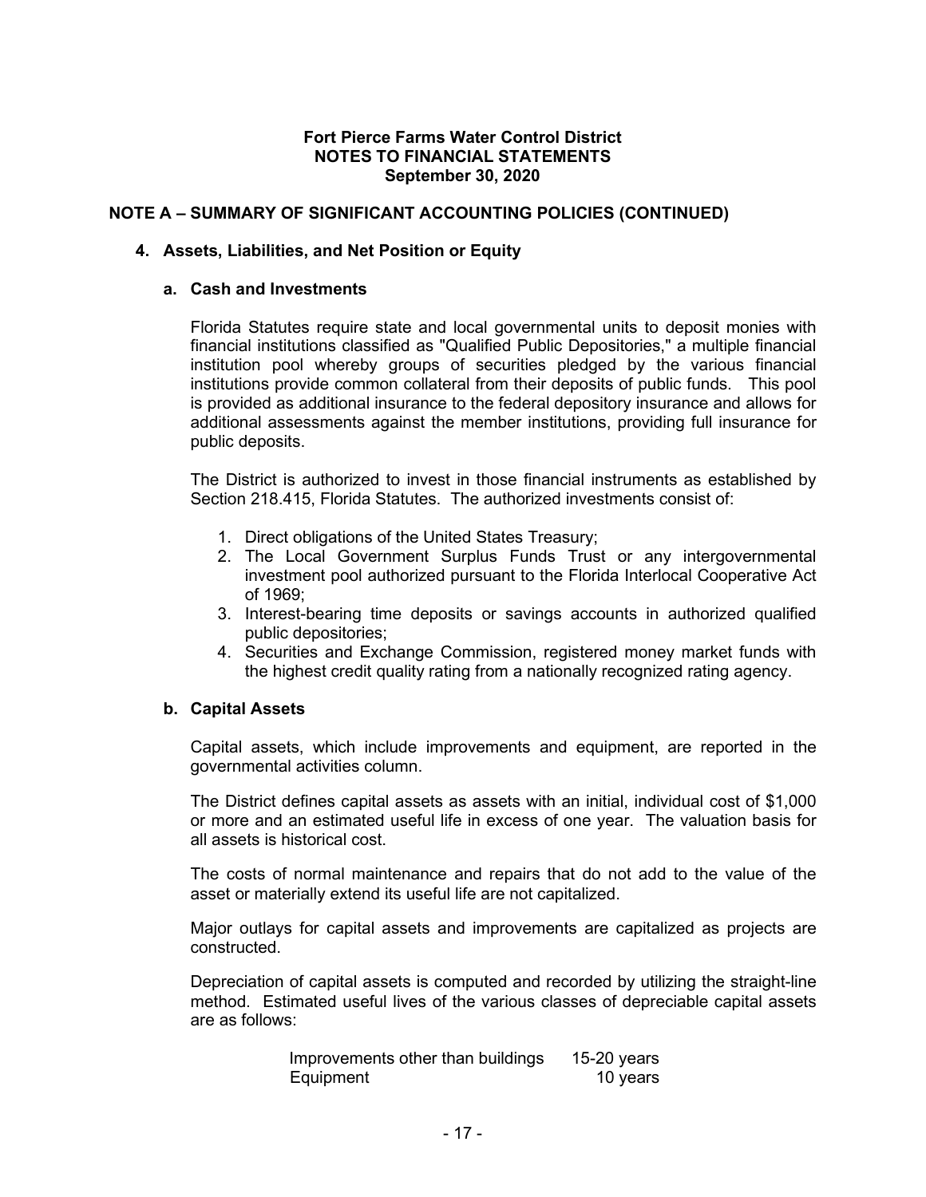**Fort Pierce Farms Water Control District**
**NOTES TO FINANCIAL STATEMENTS**
**September 30, 2020**

## NOTE A – SUMMARY OF SIGNIFICANT ACCOUNTING POLICIES (CONTINUED)

### 4. Assets, Liabilities, and Net Position or Equity

#### a. Cash and Investments

Florida Statutes require state and local governmental units to deposit monies with financial institutions classified as "Qualified Public Depositories," a multiple financial institution pool whereby groups of securities pledged by the various financial institutions provide common collateral from their deposits of public funds. This pool is provided as additional insurance to the federal depository insurance and allows for additional assessments against the member institutions, providing full insurance for public deposits.

The District is authorized to invest in those financial instruments as established by Section 218.415, Florida Statutes. The authorized investments consist of:

1. Direct obligations of the United States Treasury;
2. The Local Government Surplus Funds Trust or any intergovernmental investment pool authorized pursuant to the Florida Interlocal Cooperative Act of 1969;
3. Interest-bearing time deposits or savings accounts in authorized qualified public depositories;
4. Securities and Exchange Commission, registered money market funds with the highest credit quality rating from a nationally recognized rating agency.

#### b. Capital Assets

Capital assets, which include improvements and equipment, are reported in the governmental activities column.

The District defines capital assets as assets with an initial, individual cost of $1,000 or more and an estimated useful life in excess of one year. The valuation basis for all assets is historical cost.

The costs of normal maintenance and repairs that do not add to the value of the asset or materially extend its useful life are not capitalized.

Major outlays for capital assets and improvements are capitalized as projects are constructed.

Depreciation of capital assets is computed and recorded by utilizing the straight-line method. Estimated useful lives of the various classes of depreciable capital assets are as follows:

| | |
|---|---|
| Improvements other than buildings | 15-20 years |
| Equipment | 10 years |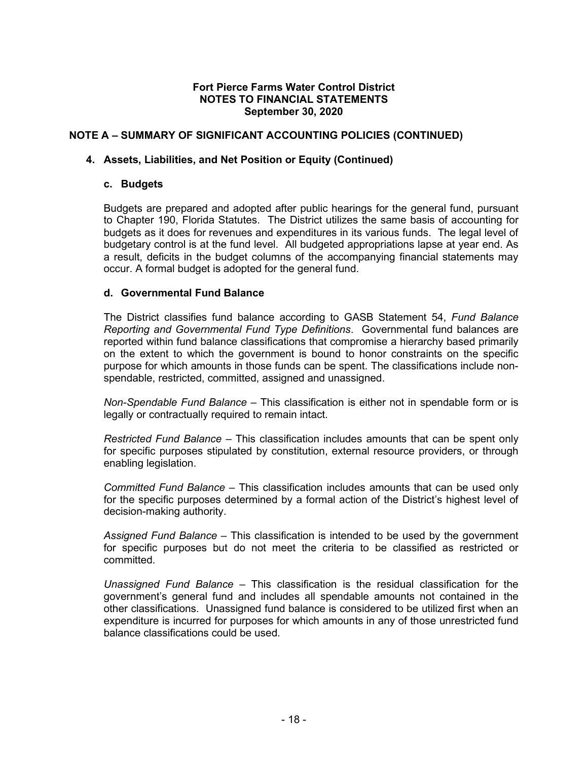# Fort Pierce Farms Water Control District
## NOTES TO FINANCIAL STATEMENTS
### September 30, 2020

## NOTE A – SUMMARY OF SIGNIFICANT ACCOUNTING POLICIES (CONTINUED)

### 4. Assets, Liabilities, and Net Position or Equity (Continued)

#### c. Budgets

Budgets are prepared and adopted after public hearings for the general fund, pursuant to Chapter 190, Florida Statutes. The District utilizes the same basis of accounting for budgets as it does for revenues and expenditures in its various funds. The legal level of budgetary control is at the fund level. All budgeted appropriations lapse at year end. As a result, deficits in the budget columns of the accompanying financial statements may occur. A formal budget is adopted for the general fund.

#### d. Governmental Fund Balance

The District classifies fund balance according to GASB Statement 54, *Fund Balance Reporting and Governmental Fund Type Definitions*. Governmental fund balances are reported within fund balance classifications that compromise a hierarchy based primarily on the extent to which the government is bound to honor constraints on the specific purpose for which amounts in those funds can be spent. The classifications include non-spendable, restricted, committed, assigned and unassigned.

*Non-Spendable Fund Balance* – This classification is either not in spendable form or is legally or contractually required to remain intact.

*Restricted Fund Balance* – This classification includes amounts that can be spent only for specific purposes stipulated by constitution, external resource providers, or through enabling legislation.

*Committed Fund Balance* – This classification includes amounts that can be used only for the specific purposes determined by a formal action of the District's highest level of decision-making authority.

*Assigned Fund Balance* – This classification is intended to be used by the government for specific purposes but do not meet the criteria to be classified as restricted or committed.

*Unassigned Fund Balance* – This classification is the residual classification for the government's general fund and includes all spendable amounts not contained in the other classifications. Unassigned fund balance is considered to be utilized first when an expenditure is incurred for purposes for which amounts in any of those unrestricted fund balance classifications could be used.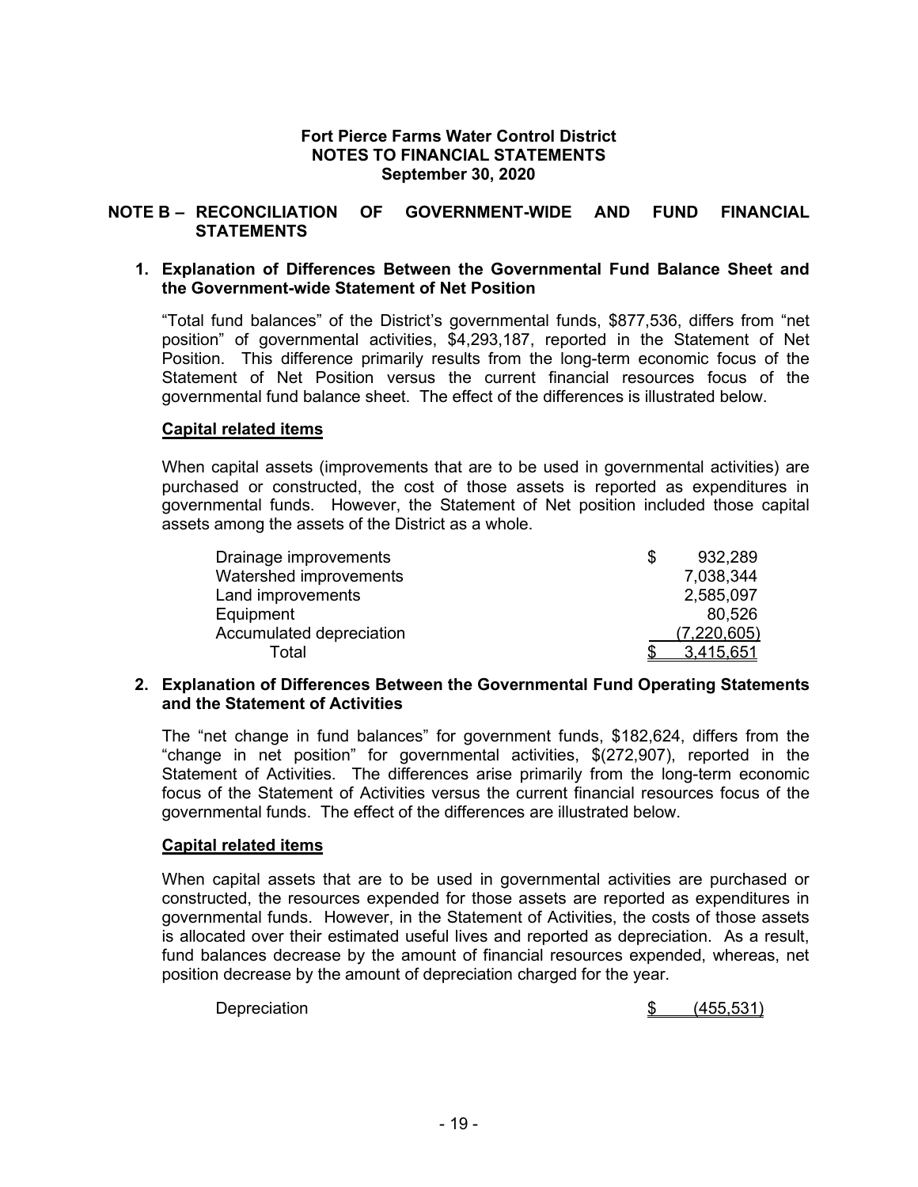**Fort Pierce Farms Water Control District**
**NOTES TO FINANCIAL STATEMENTS**
**September 30, 2020**

## NOTE B – RECONCILIATION OF GOVERNMENT-WIDE AND FUND FINANCIAL STATEMENTS

### 1. Explanation of Differences Between the Governmental Fund Balance Sheet and the Government-wide Statement of Net Position

"Total fund balances" of the District's governmental funds, $877,536, differs from "net position" of governmental activities, $4,293,187, reported in the Statement of Net Position. This difference primarily results from the long-term economic focus of the Statement of Net Position versus the current financial resources focus of the governmental fund balance sheet. The effect of the differences is illustrated below.

**Capital related items**

When capital assets (improvements that are to be used in governmental activities) are purchased or constructed, the cost of those assets is reported as expenditures in governmental funds. However, the Statement of Net position included those capital assets among the assets of the District as a whole.

| | |
|---|---|
| Drainage improvements | $ 932,289 |
| Watershed improvements | 7,038,344 |
| Land improvements | 2,585,097 |
| Equipment | 80,526 |
| Accumulated depreciation | (7,220,605) |
| Total | $ 3,415,651 |

### 2. Explanation of Differences Between the Governmental Fund Operating Statements and the Statement of Activities

The "net change in fund balances" for government funds, $182,624, differs from the "change in net position" for governmental activities, $(272,907), reported in the Statement of Activities. The differences arise primarily from the long-term economic focus of the Statement of Activities versus the current financial resources focus of the governmental funds. The effect of the differences are illustrated below.

**Capital related items**

When capital assets that are to be used in governmental activities are purchased or constructed, the resources expended for those assets are reported as expenditures in governmental funds. However, in the Statement of Activities, the costs of those assets is allocated over their estimated useful lives and reported as depreciation. As a result, fund balances decrease by the amount of financial resources expended, whereas, net position decrease by the amount of depreciation charged for the year.

| | |
|---|---|
| Depreciation | $ (455,531) |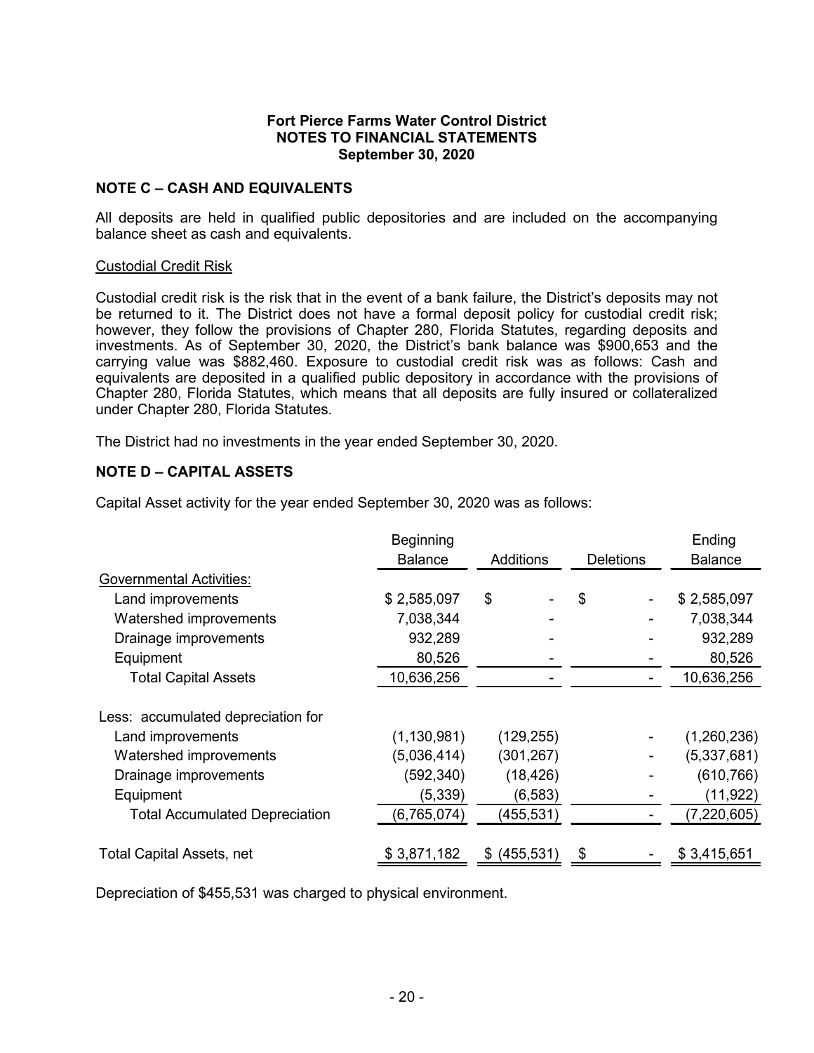# Fort Pierce Farms Water Control District
## NOTES TO FINANCIAL STATEMENTS
### September 30, 2020

**NOTE C – CASH AND EQUIVALENTS**

All deposits are held in qualified public depositories and are included on the accompanying balance sheet as cash and equivalents.

Custodial Credit Risk

Custodial credit risk is the risk that in the event of a bank failure, the District's deposits may not be returned to it. The District does not have a formal deposit policy for custodial credit risk; however, they follow the provisions of Chapter 280, Florida Statutes, regarding deposits and investments. As of September 30, 2020, the District's bank balance was $900,653 and the carrying value was $882,460. Exposure to custodial credit risk was as follows: Cash and equivalents are deposited in a qualified public depository in accordance with the provisions of Chapter 280, Florida Statutes, which means that all deposits are fully insured or collateralized under Chapter 280, Florida Statutes.

The District had no investments in the year ended September 30, 2020.

**NOTE D – CAPITAL ASSETS**

Capital Asset activity for the year ended September 30, 2020 was as follows:

| | Beginning Balance | Additions | Deletions | Ending Balance |
|---|---|---|---|---|
| Governmental Activities: | | | | |
| Land improvements | $ 2,585,097 | $ - | $ - | $ 2,585,097 |
| Watershed improvements | 7,038,344 | - | - | 7,038,344 |
| Drainage improvements | 932,289 | - | - | 932,289 |
| Equipment | 80,526 | - | - | 80,526 |
| Total Capital Assets | 10,636,256 | - | - | 10,636,256 |
| Less: accumulated depreciation for | | | | |
| Land improvements | (1,130,981) | (129,255) | - | (1,260,236) |
| Watershed improvements | (5,036,414) | (301,267) | - | (5,337,681) |
| Drainage improvements | (592,340) | (18,426) | - | (610,766) |
| Equipment | (5,339) | (6,583) | - | (11,922) |
| Total Accumulated Depreciation | (6,765,074) | (455,531) | - | (7,220,605) |
| Total Capital Assets, net | $ 3,871,182 | $ (455,531) | $ - | $ 3,415,651 |

Depreciation of $455,531 was charged to physical environment.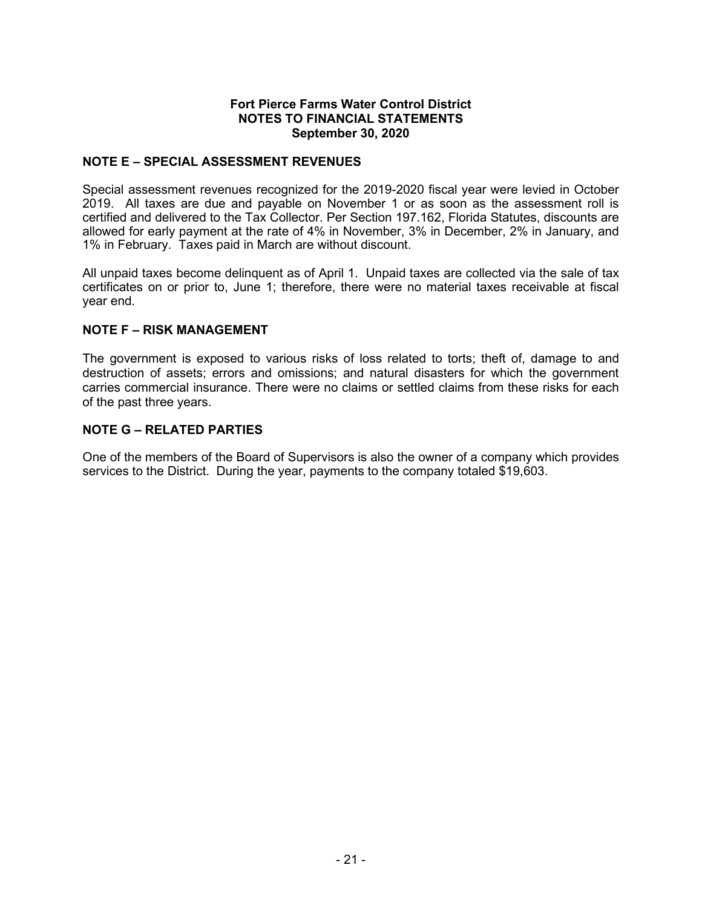**Fort Pierce Farms Water Control District**
**NOTES TO FINANCIAL STATEMENTS**
**September 30, 2020**

## NOTE E – SPECIAL ASSESSMENT REVENUES

Special assessment revenues recognized for the 2019-2020 fiscal year were levied in October 2019. All taxes are due and payable on November 1 or as soon as the assessment roll is certified and delivered to the Tax Collector. Per Section 197.162, Florida Statutes, discounts are allowed for early payment at the rate of 4% in November, 3% in December, 2% in January, and 1% in February. Taxes paid in March are without discount.

All unpaid taxes become delinquent as of April 1. Unpaid taxes are collected via the sale of tax certificates on or prior to, June 1; therefore, there were no material taxes receivable at fiscal year end.

## NOTE F – RISK MANAGEMENT

The government is exposed to various risks of loss related to torts; theft of, damage to and destruction of assets; errors and omissions; and natural disasters for which the government carries commercial insurance. There were no claims or settled claims from these risks for each of the past three years.

## NOTE G – RELATED PARTIES

One of the members of the Board of Supervisors is also the owner of a company which provides services to the District. During the year, payments to the company totaled $19,603.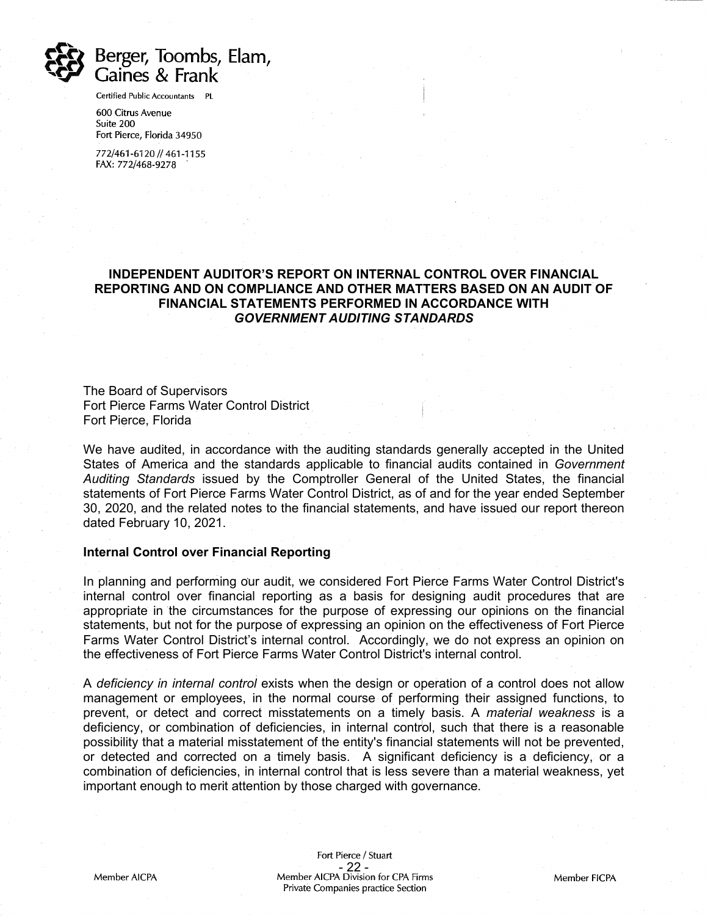Berger, Toombs, Elam, Gaines & Frank

Certified Public Accountants PL

600 Citrus Avenue
Suite 200
Fort Pierce, Florida 34950

772/461-6120 // 461-1155
FAX: 772/468-9278

## INDEPENDENT AUDITOR'S REPORT ON INTERNAL CONTROL OVER FINANCIAL REPORTING AND ON COMPLIANCE AND OTHER MATTERS BASED ON AN AUDIT OF FINANCIAL STATEMENTS PERFORMED IN ACCORDANCE WITH *GOVERNMENT AUDITING STANDARDS*

The Board of Supervisors
Fort Pierce Farms Water Control District
Fort Pierce, Florida

We have audited, in accordance with the auditing standards generally accepted in the United States of America and the standards applicable to financial audits contained in *Government Auditing Standards* issued by the Comptroller General of the United States, the financial statements of Fort Pierce Farms Water Control District, as of and for the year ended September 30, 2020, and the related notes to the financial statements, and have issued our report thereon dated February 10, 2021.

**Internal Control over Financial Reporting**

In planning and performing our audit, we considered Fort Pierce Farms Water Control District's internal control over financial reporting as a basis for designing audit procedures that are appropriate in the circumstances for the purpose of expressing our opinions on the financial statements, but not for the purpose of expressing an opinion on the effectiveness of Fort Pierce Farms Water Control District's internal control. Accordingly, we do not express an opinion on the effectiveness of Fort Pierce Farms Water Control District's internal control.

A *deficiency in internal control* exists when the design or operation of a control does not allow management or employees, in the normal course of performing their assigned functions, to prevent, or detect and correct misstatements on a timely basis. A *material weakness* is a deficiency, or combination of deficiencies, in internal control, such that there is a reasonable possibility that a material misstatement of the entity's financial statements will not be prevented, or detected and corrected on a timely basis. A significant deficiency is a deficiency, or a combination of deficiencies, in internal control that is less severe than a material weakness, yet important enough to merit attention by those charged with governance.

Member AICPA

Fort Pierce / Stuart
Member AICPA Division for CPA Firms
Private Companies practice Section

Member FICPA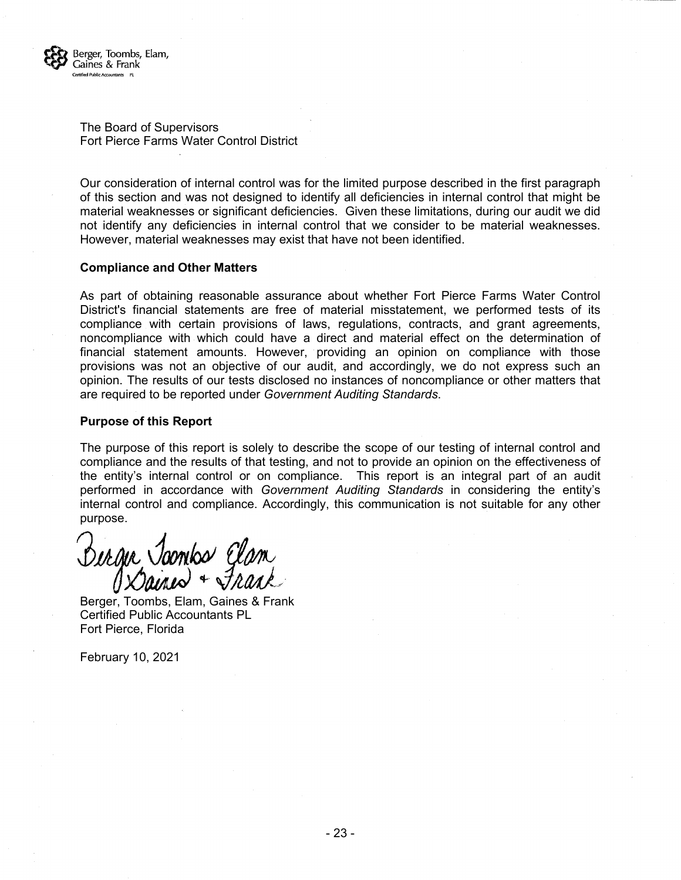Berger, Toombs, Elam, Gaines & Frank
Certified Public Accountants PL

The Board of Supervisors
Fort Pierce Farms Water Control District

Our consideration of internal control was for the limited purpose described in the first paragraph of this section and was not designed to identify all deficiencies in internal control that might be material weaknesses or significant deficiencies. Given these limitations, during our audit we did not identify any deficiencies in internal control that we consider to be material weaknesses. However, material weaknesses may exist that have not been identified.

**Compliance and Other Matters**

As part of obtaining reasonable assurance about whether Fort Pierce Farms Water Control District's financial statements are free of material misstatement, we performed tests of its compliance with certain provisions of laws, regulations, contracts, and grant agreements, noncompliance with which could have a direct and material effect on the determination of financial statement amounts. However, providing an opinion on compliance with those provisions was not an objective of our audit, and accordingly, we do not express such an opinion. The results of our tests disclosed no instances of noncompliance or other matters that are required to be reported under *Government Auditing Standards*.

**Purpose of this Report**

The purpose of this report is solely to describe the scope of our testing of internal control and compliance and the results of that testing, and not to provide an opinion on the effectiveness of the entity's internal control or on compliance. This report is an integral part of an audit performed in accordance with *Government Auditing Standards* in considering the entity's internal control and compliance. Accordingly, this communication is not suitable for any other purpose.

Berger, Toombs, Elam, Gaines & Frank
Certified Public Accountants PL
Fort Pierce, Florida

February 10, 2021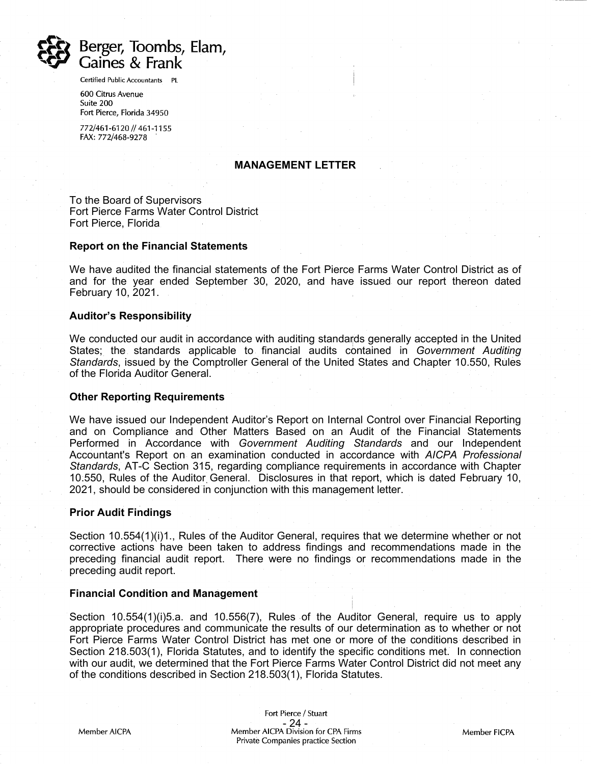Berger, Toombs, Elam, Gaines & Frank

Certified Public Accountants PL

600 Citrus Avenue
Suite 200
Fort Pierce, Florida 34950

772/461-6120 // 461-1155
FAX: 772/468-9278

## MANAGEMENT LETTER

To the Board of Supervisors
Fort Pierce Farms Water Control District
Fort Pierce, Florida

### Report on the Financial Statements

We have audited the financial statements of the Fort Pierce Farms Water Control District as of and for the year ended September 30, 2020, and have issued our report thereon dated February 10, 2021.

### Auditor's Responsibility

We conducted our audit in accordance with auditing standards generally accepted in the United States; the standards applicable to financial audits contained in *Government Auditing Standards*, issued by the Comptroller General of the United States and Chapter 10.550, Rules of the Florida Auditor General.

### Other Reporting Requirements

We have issued our Independent Auditor's Report on Internal Control over Financial Reporting and on Compliance and Other Matters Based on an Audit of the Financial Statements Performed in Accordance with *Government Auditing Standards* and our Independent Accountant's Report on an examination conducted in accordance with *AICPA Professional Standards*, AT-C Section 315, regarding compliance requirements in accordance with Chapter 10.550, Rules of the Auditor General. Disclosures in that report, which is dated February 10, 2021, should be considered in conjunction with this management letter.

### Prior Audit Findings

Section 10.554(1)(i)1., Rules of the Auditor General, requires that we determine whether or not corrective actions have been taken to address findings and recommendations made in the preceding financial audit report. There were no findings or recommendations made in the preceding audit report.

### Financial Condition and Management

Section 10.554(1)(i)5.a. and 10.556(7), Rules of the Auditor General, require us to apply appropriate procedures and communicate the results of our determination as to whether or not Fort Pierce Farms Water Control District has met one or more of the conditions described in Section 218.503(1), Florida Statutes, and to identify the specific conditions met. In connection with our audit, we determined that the Fort Pierce Farms Water Control District did not meet any of the conditions described in Section 218.503(1), Florida Statutes.

Member AICPA — Fort Pierce / Stuart — Member AICPA Division for CPA Firms, Private Companies practice Section — Member FICPA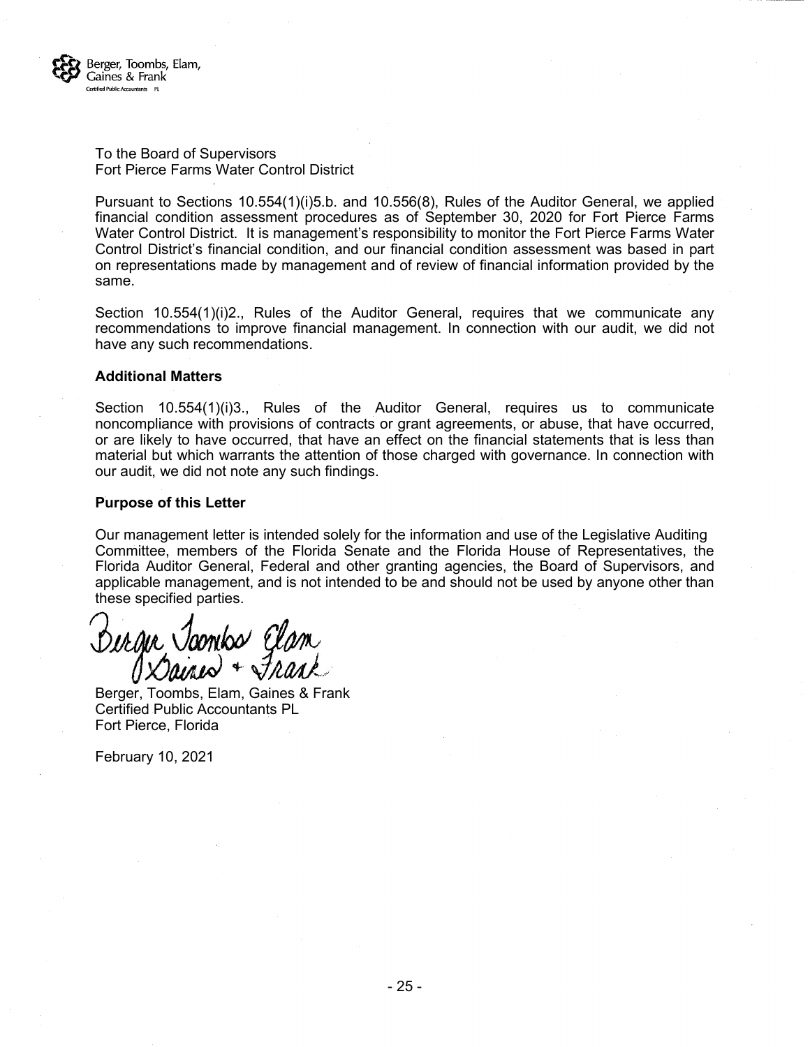Berger, Toombs, Elam, Gaines & Frank
Certified Public Accountants PL

To the Board of Supervisors
Fort Pierce Farms Water Control District

Pursuant to Sections 10.554(1)(i)5.b. and 10.556(8), Rules of the Auditor General, we applied financial condition assessment procedures as of September 30, 2020 for Fort Pierce Farms Water Control District. It is management's responsibility to monitor the Fort Pierce Farms Water Control District's financial condition, and our financial condition assessment was based in part on representations made by management and of review of financial information provided by the same.

Section 10.554(1)(i)2., Rules of the Auditor General, requires that we communicate any recommendations to improve financial management. In connection with our audit, we did not have any such recommendations.

**Additional Matters**

Section 10.554(1)(i)3., Rules of the Auditor General, requires us to communicate noncompliance with provisions of contracts or grant agreements, or abuse, that have occurred, or are likely to have occurred, that have an effect on the financial statements that is less than material but which warrants the attention of those charged with governance. In connection with our audit, we did not note any such findings.

**Purpose of this Letter**

Our management letter is intended solely for the information and use of the Legislative Auditing Committee, members of the Florida Senate and the Florida House of Representatives, the Florida Auditor General, Federal and other granting agencies, the Board of Supervisors, and applicable management, and is not intended to be and should not be used by anyone other than these specified parties.

Berger Toombs Elam Gaines + Frank

Berger, Toombs, Elam, Gaines & Frank
Certified Public Accountants PL
Fort Pierce, Florida

February 10, 2021